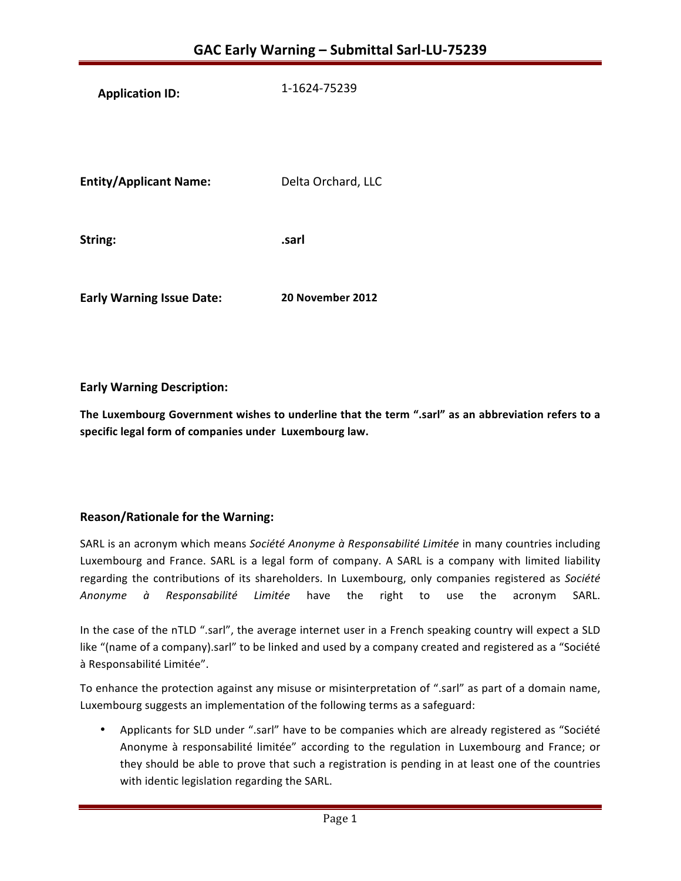# GAC Early Warning – Submittal Sarl-LU-75239

**Application ID:** 1-1624-75239

**Entity/Applicant Name:** Delta Orchard, LLC

**String:** **.sarl**

**Early Warning Issue Date:** **20 November 2012**

## Early Warning Description:

**The Luxembourg Government wishes to underline that the term ".sarl" as an abbreviation refers to a specific legal form of companies under Luxembourg law.**

## Reason/Rationale for the Warning:

SARL is an acronym which means *Société Anonyme à Responsabilité Limitée* in many countries including Luxembourg and France. SARL is a legal form of company. A SARL is a company with limited liability regarding the contributions of its shareholders. In Luxembourg, only companies registered as *Société Anonyme à Responsabilité Limitée* have the right to use the acronym SARL.

In the case of the nTLD ".sarl", the average internet user in a French speaking country will expect a SLD like "(name of a company).sarl" to be linked and used by a company created and registered as a "Société à Responsabilité Limitée".

To enhance the protection against any misuse or misinterpretation of ".sarl" as part of a domain name, Luxembourg suggests an implementation of the following terms as a safeguard:

- Applicants for SLD under ".sarl" have to be companies which are already registered as "Société Anonyme à responsabilité limitée" according to the regulation in Luxembourg and France; or they should be able to prove that such a registration is pending in at least one of the countries with identic legislation regarding the SARL.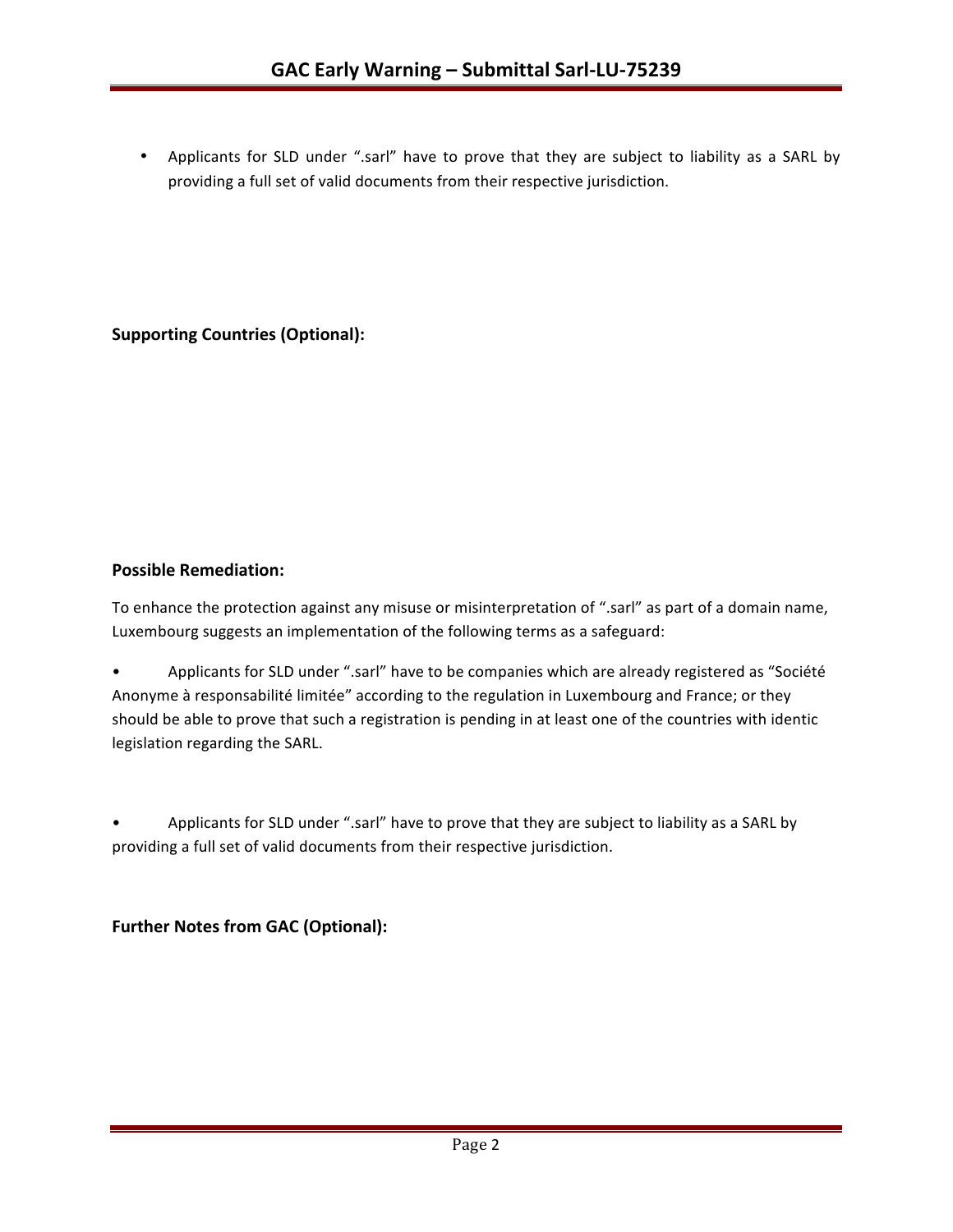- Applicants for SLD under ".sarl" have to prove that they are subject to liability as a SARL by providing a full set of valid documents from their respective jurisdiction.

**Supporting Countries (Optional):**

**Possible Remediation:**

To enhance the protection against any misuse or misinterpretation of ".sarl" as part of a domain name, Luxembourg suggests an implementation of the following terms as a safeguard:

- Applicants for SLD under ".sarl" have to be companies which are already registered as "Société Anonyme à responsabilité limitée" according to the regulation in Luxembourg and France; or they should be able to prove that such a registration is pending in at least one of the countries with identic legislation regarding the SARL.

- Applicants for SLD under ".sarl" have to prove that they are subject to liability as a SARL by providing a full set of valid documents from their respective jurisdiction.

**Further Notes from GAC (Optional):**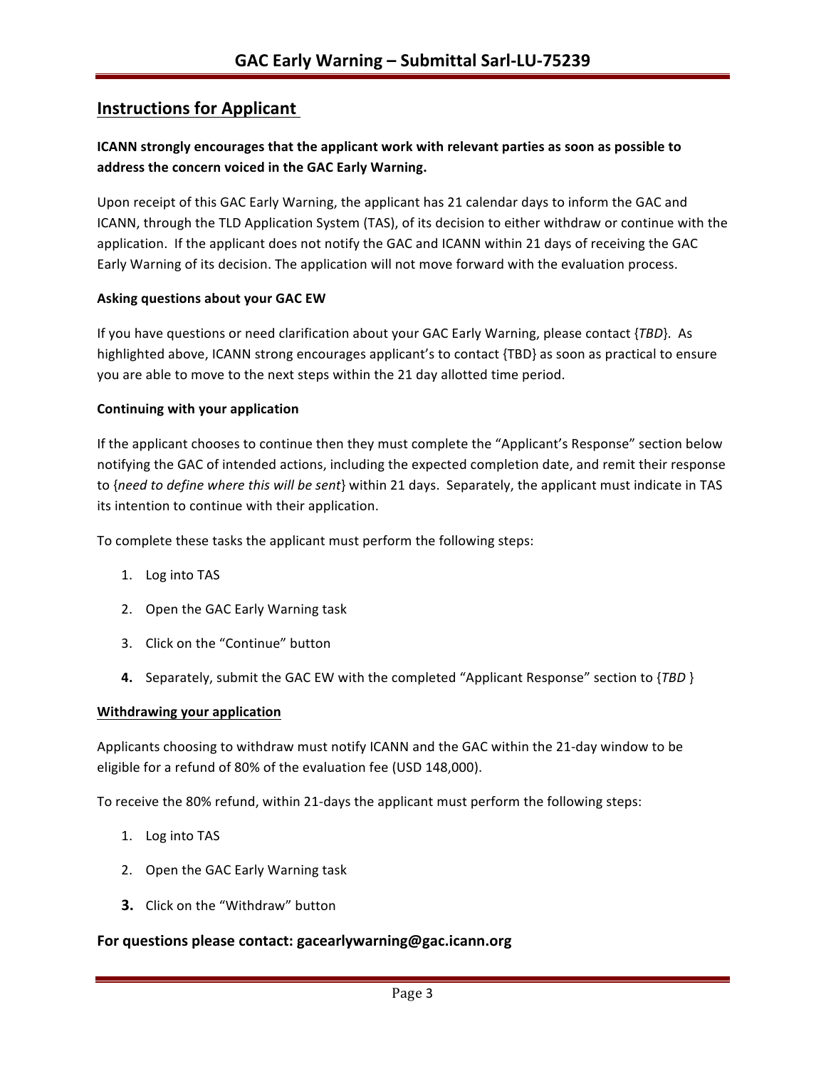# GAC Early Warning – Submittal Sarl-LU-75239

## Instructions for Applicant

**ICANN strongly encourages that the applicant work with relevant parties as soon as possible to address the concern voiced in the GAC Early Warning.**

Upon receipt of this GAC Early Warning, the applicant has 21 calendar days to inform the GAC and ICANN, through the TLD Application System (TAS), of its decision to either withdraw or continue with the application. If the applicant does not notify the GAC and ICANN within 21 days of receiving the GAC Early Warning of its decision. The application will not move forward with the evaluation process.

**Asking questions about your GAC EW**

If you have questions or need clarification about your GAC Early Warning, please contact {*TBD*}. As highlighted above, ICANN strong encourages applicant's to contact {TBD} as soon as practical to ensure you are able to move to the next steps within the 21 day allotted time period.

**Continuing with your application**

If the applicant chooses to continue then they must complete the "Applicant's Response" section below notifying the GAC of intended actions, including the expected completion date, and remit their response to {*need to define where this will be sent*} within 21 days. Separately, the applicant must indicate in TAS its intention to continue with their application.

To complete these tasks the applicant must perform the following steps:

1. Log into TAS
2. Open the GAC Early Warning task
3. Click on the "Continue" button
4. Separately, submit the GAC EW with the completed "Applicant Response" section to {*TBD* }

**Withdrawing your application**

Applicants choosing to withdraw must notify ICANN and the GAC within the 21-day window to be eligible for a refund of 80% of the evaluation fee (USD 148,000).

To receive the 80% refund, within 21-days the applicant must perform the following steps:

1. Log into TAS
2. Open the GAC Early Warning task
3. Click on the "Withdraw" button

**For questions please contact: gacearlywarning@gac.icann.org**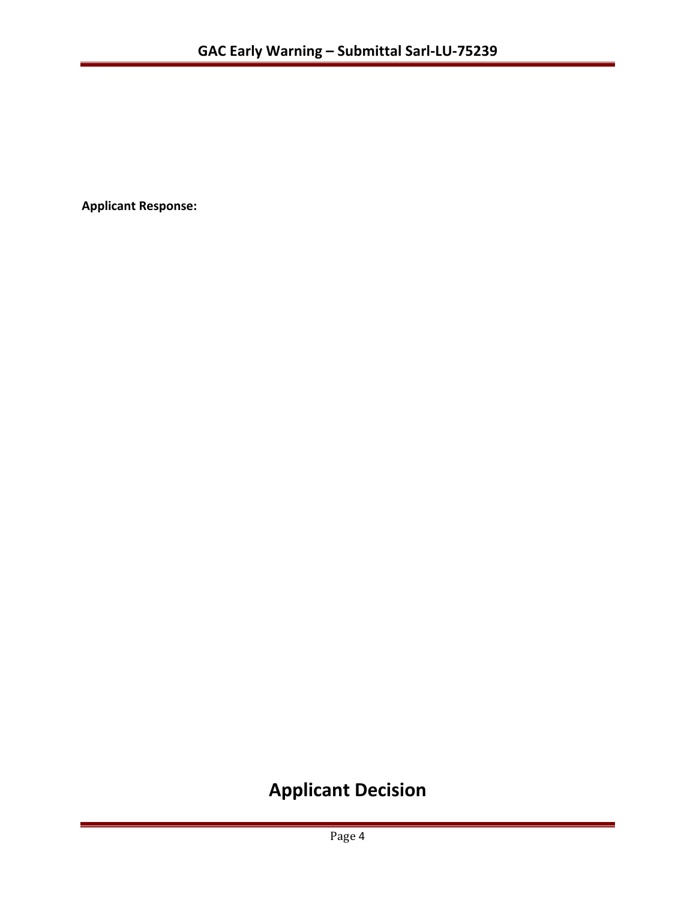**Applicant Response:**

# Applicant Decision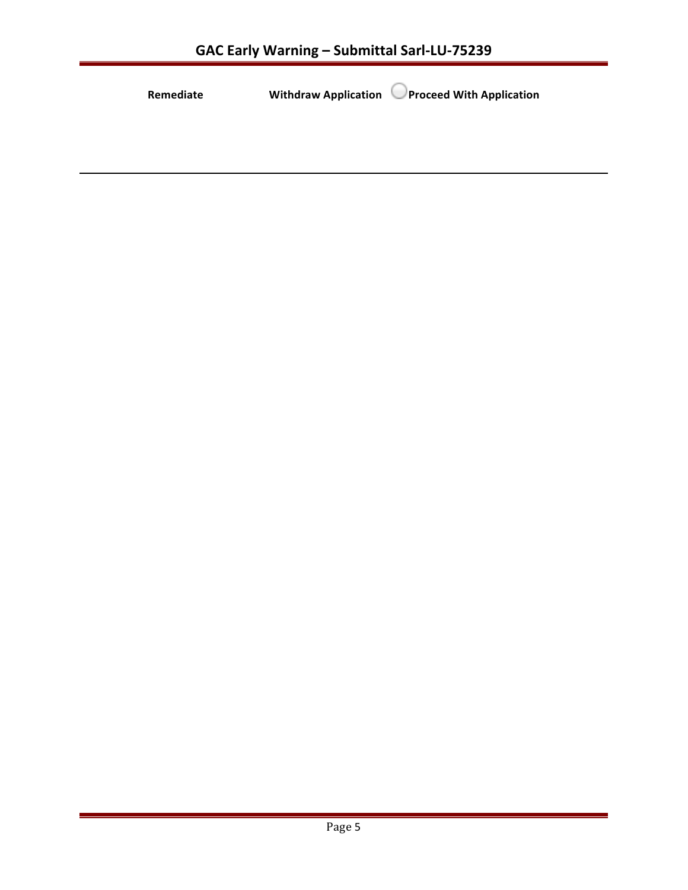**Remediate** **Withdraw Application** ◯ **Proceed With Application**